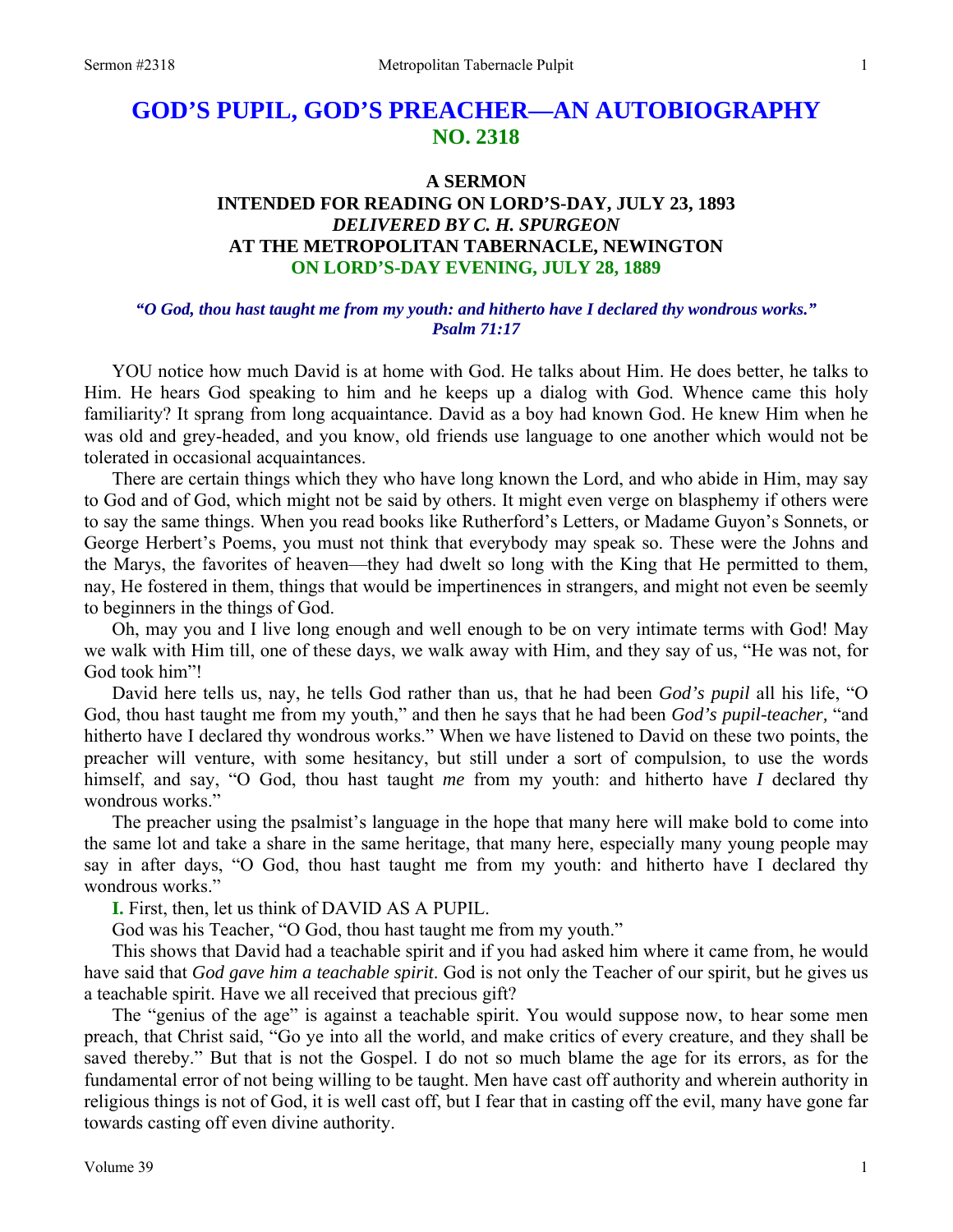# GOD'S PUPIL, GOD'S PREACHER—AN AUTOBIOGRAPHY
## NO. 2318

### A SERMON
### INTENDED FOR READING ON LORD'S-DAY, JULY 23, 1893
### *DELIVERED BY C. H. SPURGEON*
### AT THE METROPOLITAN TABERNACLE, NEWINGTON
### ON LORD'S-DAY EVENING, JULY 28, 1889

***"O God, thou hast taught me from my youth: and hitherto have I declared thy wondrous works." Psalm 71:17***

YOU notice how much David is at home with God. He talks about Him. He does better, he talks to Him. He hears God speaking to him and he keeps up a dialog with God. Whence came this holy familiarity? It sprang from long acquaintance. David as a boy had known God. He knew Him when he was old and grey-headed, and you know, old friends use language to one another which would not be tolerated in occasional acquaintances.

There are certain things which they who have long known the Lord, and who abide in Him, may say to God and of God, which might not be said by others. It might even verge on blasphemy if others were to say the same things. When you read books like Rutherford's Letters, or Madame Guyon's Sonnets, or George Herbert's Poems, you must not think that everybody may speak so. These were the Johns and the Marys, the favorites of heaven—they had dwelt so long with the King that He permitted to them, nay, He fostered in them, things that would be impertinences in strangers, and might not even be seemly to beginners in the things of God.

Oh, may you and I live long enough and well enough to be on very intimate terms with God! May we walk with Him till, one of these days, we walk away with Him, and they say of us, "He was not, for God took him"!

David here tells us, nay, he tells God rather than us, that he had been *God's pupil* all his life, "O God, thou hast taught me from my youth," and then he says that he had been *God's pupil-teacher,* "and hitherto have I declared thy wondrous works." When we have listened to David on these two points, the preacher will venture, with some hesitancy, but still under a sort of compulsion, to use the words himself, and say, "O God, thou hast taught *me* from my youth: and hitherto have *I* declared thy wondrous works."

The preacher using the psalmist's language in the hope that many here will make bold to come into the same lot and take a share in the same heritage, that many here, especially many young people may say in after days, "O God, thou hast taught me from my youth: and hitherto have I declared thy wondrous works."

**I.** First, then, let us think of DAVID AS A PUPIL.

God was his Teacher, "O God, thou hast taught me from my youth."

This shows that David had a teachable spirit and if you had asked him where it came from, he would have said that *God gave him a teachable spirit*. God is not only the Teacher of our spirit, but he gives us a teachable spirit. Have we all received that precious gift?

The "genius of the age" is against a teachable spirit. You would suppose now, to hear some men preach, that Christ said, "Go ye into all the world, and make critics of every creature, and they shall be saved thereby." But that is not the Gospel. I do not so much blame the age for its errors, as for the fundamental error of not being willing to be taught. Men have cast off authority and wherein authority in religious things is not of God, it is well cast off, but I fear that in casting off the evil, many have gone far towards casting off even divine authority.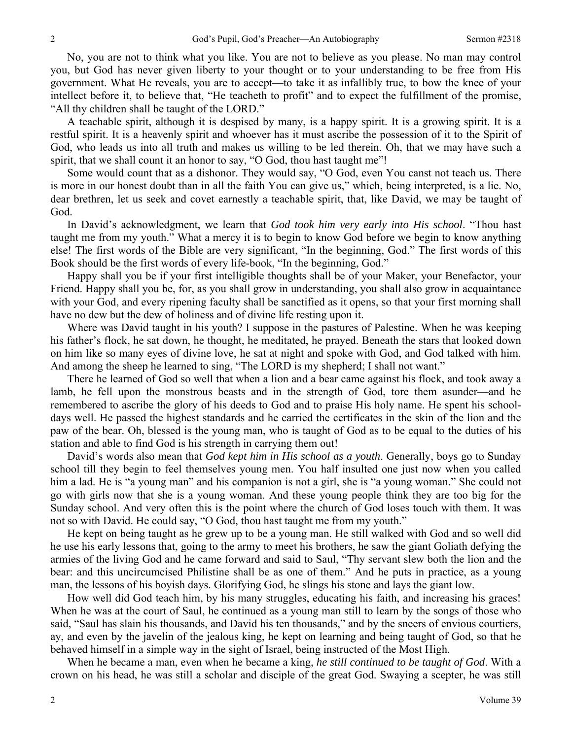No, you are not to think what you like. You are not to believe as you please. No man may control you, but God has never given liberty to your thought or to your understanding to be free from His government. What He reveals, you are to accept—to take it as infallibly true, to bow the knee of your intellect before it, to believe that, "He teacheth to profit" and to expect the fulfillment of the promise, "All thy children shall be taught of the LORD."

A teachable spirit, although it is despised by many, is a happy spirit. It is a growing spirit. It is a restful spirit. It is a heavenly spirit and whoever has it must ascribe the possession of it to the Spirit of God, who leads us into all truth and makes us willing to be led therein. Oh, that we may have such a spirit, that we shall count it an honor to say, "O God, thou hast taught me"!

Some would count that as a dishonor. They would say, "O God, even You canst not teach us. There is more in our honest doubt than in all the faith You can give us," which, being interpreted, is a lie. No, dear brethren, let us seek and covet earnestly a teachable spirit, that, like David, we may be taught of God.

In David's acknowledgment, we learn that *God took him very early into His school*. "Thou hast taught me from my youth." What a mercy it is to begin to know God before we begin to know anything else! The first words of the Bible are very significant, "In the beginning, God." The first words of this Book should be the first words of every life-book, "In the beginning, God."

Happy shall you be if your first intelligible thoughts shall be of your Maker, your Benefactor, your Friend. Happy shall you be, for, as you shall grow in understanding, you shall also grow in acquaintance with your God, and every ripening faculty shall be sanctified as it opens, so that your first morning shall have no dew but the dew of holiness and of divine life resting upon it.

Where was David taught in his youth? I suppose in the pastures of Palestine. When he was keeping his father's flock, he sat down, he thought, he meditated, he prayed. Beneath the stars that looked down on him like so many eyes of divine love, he sat at night and spoke with God, and God talked with him. And among the sheep he learned to sing, "The LORD is my shepherd; I shall not want."

There he learned of God so well that when a lion and a bear came against his flock, and took away a lamb, he fell upon the monstrous beasts and in the strength of God, tore them asunder—and he remembered to ascribe the glory of his deeds to God and to praise His holy name. He spent his school-days well. He passed the highest standards and he carried the certificates in the skin of the lion and the paw of the bear. Oh, blessed is the young man, who is taught of God as to be equal to the duties of his station and able to find God is his strength in carrying them out!

David's words also mean that *God kept him in His school as a youth*. Generally, boys go to Sunday school till they begin to feel themselves young men. You half insulted one just now when you called him a lad. He is "a young man" and his companion is not a girl, she is "a young woman." She could not go with girls now that she is a young woman. And these young people think they are too big for the Sunday school. And very often this is the point where the church of God loses touch with them. It was not so with David. He could say, "O God, thou hast taught me from my youth."

He kept on being taught as he grew up to be a young man. He still walked with God and so well did he use his early lessons that, going to the army to meet his brothers, he saw the giant Goliath defying the armies of the living God and he came forward and said to Saul, "Thy servant slew both the lion and the bear: and this uncircumcised Philistine shall be as one of them." And he puts in practice, as a young man, the lessons of his boyish days. Glorifying God, he slings his stone and lays the giant low.

How well did God teach him, by his many struggles, educating his faith, and increasing his graces! When he was at the court of Saul, he continued as a young man still to learn by the songs of those who said, "Saul has slain his thousands, and David his ten thousands," and by the sneers of envious courtiers, ay, and even by the javelin of the jealous king, he kept on learning and being taught of God, so that he behaved himself in a simple way in the sight of Israel, being instructed of the Most High.

When he became a man, even when he became a king, *he still continued to be taught of God*. With a crown on his head, he was still a scholar and disciple of the great God. Swaying a scepter, he was still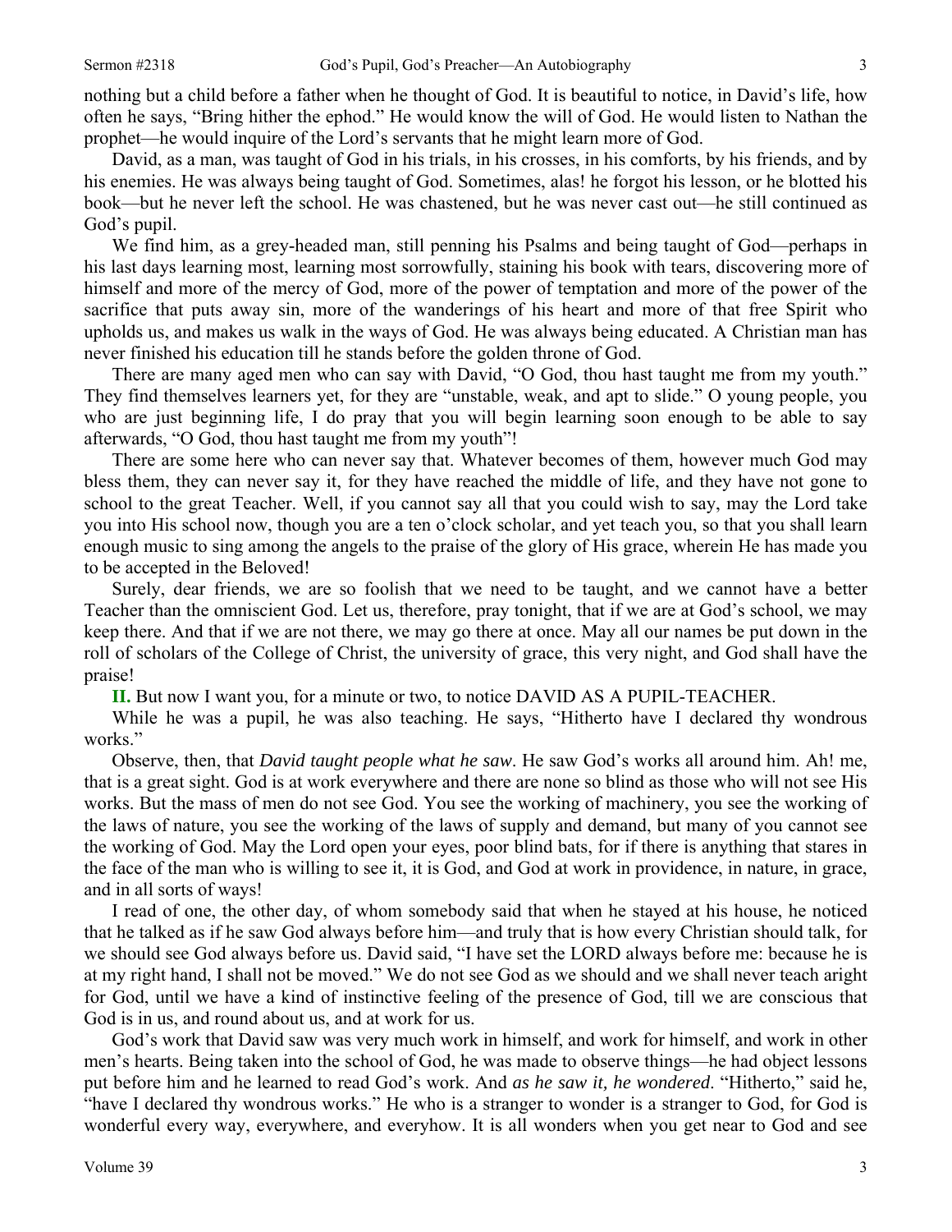nothing but a child before a father when he thought of God. It is beautiful to notice, in David's life, how often he says, "Bring hither the ephod." He would know the will of God. He would listen to Nathan the prophet—he would inquire of the Lord's servants that he might learn more of God.

David, as a man, was taught of God in his trials, in his crosses, in his comforts, by his friends, and by his enemies. He was always being taught of God. Sometimes, alas! he forgot his lesson, or he blotted his book—but he never left the school. He was chastened, but he was never cast out—he still continued as God's pupil.

We find him, as a grey-headed man, still penning his Psalms and being taught of God—perhaps in his last days learning most, learning most sorrowfully, staining his book with tears, discovering more of himself and more of the mercy of God, more of the power of temptation and more of the power of the sacrifice that puts away sin, more of the wanderings of his heart and more of that free Spirit who upholds us, and makes us walk in the ways of God. He was always being educated. A Christian man has never finished his education till he stands before the golden throne of God.

There are many aged men who can say with David, "O God, thou hast taught me from my youth." They find themselves learners yet, for they are "unstable, weak, and apt to slide." O young people, you who are just beginning life, I do pray that you will begin learning soon enough to be able to say afterwards, "O God, thou hast taught me from my youth"!

There are some here who can never say that. Whatever becomes of them, however much God may bless them, they can never say it, for they have reached the middle of life, and they have not gone to school to the great Teacher. Well, if you cannot say all that you could wish to say, may the Lord take you into His school now, though you are a ten o'clock scholar, and yet teach you, so that you shall learn enough music to sing among the angels to the praise of the glory of His grace, wherein He has made you to be accepted in the Beloved!

Surely, dear friends, we are so foolish that we need to be taught, and we cannot have a better Teacher than the omniscient God. Let us, therefore, pray tonight, that if we are at God's school, we may keep there. And that if we are not there, we may go there at once. May all our names be put down in the roll of scholars of the College of Christ, the university of grace, this very night, and God shall have the praise!

**II.** But now I want you, for a minute or two, to notice DAVID AS A PUPIL-TEACHER.

While he was a pupil, he was also teaching. He says, "Hitherto have I declared thy wondrous works."

Observe, then, that *David taught people what he saw*. He saw God's works all around him. Ah! me, that is a great sight. God is at work everywhere and there are none so blind as those who will not see His works. But the mass of men do not see God. You see the working of machinery, you see the working of the laws of nature, you see the working of the laws of supply and demand, but many of you cannot see the working of God. May the Lord open your eyes, poor blind bats, for if there is anything that stares in the face of the man who is willing to see it, it is God, and God at work in providence, in nature, in grace, and in all sorts of ways!

I read of one, the other day, of whom somebody said that when he stayed at his house, he noticed that he talked as if he saw God always before him—and truly that is how every Christian should talk, for we should see God always before us. David said, "I have set the LORD always before me: because he is at my right hand, I shall not be moved." We do not see God as we should and we shall never teach aright for God, until we have a kind of instinctive feeling of the presence of God, till we are conscious that God is in us, and round about us, and at work for us.

God's work that David saw was very much work in himself, and work for himself, and work in other men's hearts. Being taken into the school of God, he was made to observe things—he had object lessons put before him and he learned to read God's work. And *as he saw it, he wondered*. "Hitherto," said he, "have I declared thy wondrous works." He who is a stranger to wonder is a stranger to God, for God is wonderful every way, everywhere, and everyhow. It is all wonders when you get near to God and see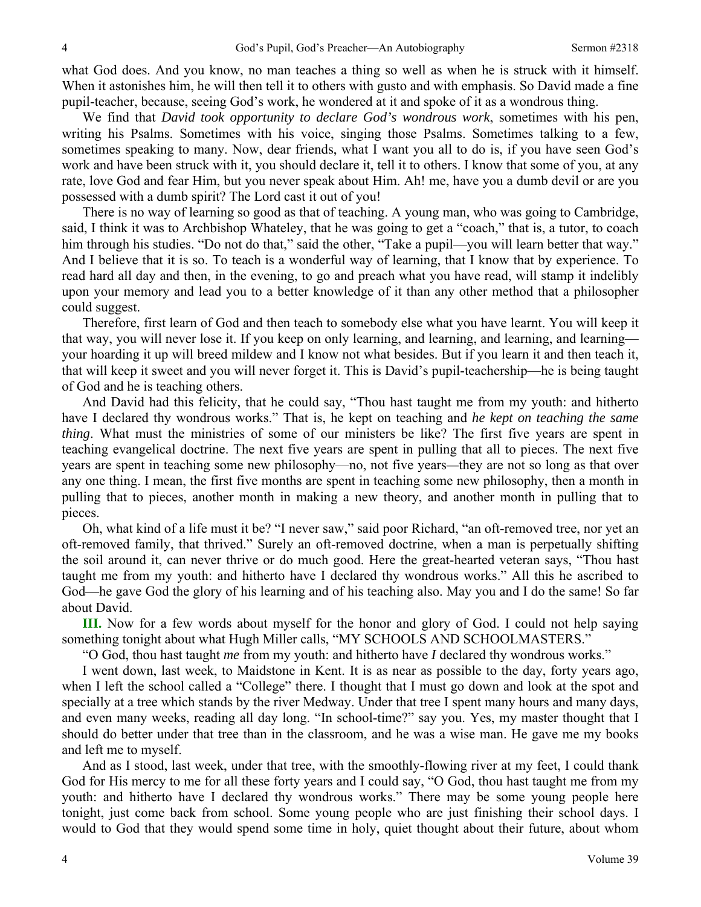what God does. And you know, no man teaches a thing so well as when he is struck with it himself. When it astonishes him, he will then tell it to others with gusto and with emphasis. So David made a fine pupil-teacher, because, seeing God's work, he wondered at it and spoke of it as a wondrous thing.

We find that *David took opportunity to declare God's wondrous work*, sometimes with his pen, writing his Psalms. Sometimes with his voice, singing those Psalms. Sometimes talking to a few, sometimes speaking to many. Now, dear friends, what I want you all to do is, if you have seen God's work and have been struck with it, you should declare it, tell it to others. I know that some of you, at any rate, love God and fear Him, but you never speak about Him. Ah! me, have you a dumb devil or are you possessed with a dumb spirit? The Lord cast it out of you!

There is no way of learning so good as that of teaching. A young man, who was going to Cambridge, said, I think it was to Archbishop Whateley, that he was going to get a "coach," that is, a tutor, to coach him through his studies. "Do not do that," said the other, "Take a pupil—you will learn better that way." And I believe that it is so. To teach is a wonderful way of learning, that I know that by experience. To read hard all day and then, in the evening, to go and preach what you have read, will stamp it indelibly upon your memory and lead you to a better knowledge of it than any other method that a philosopher could suggest.

Therefore, first learn of God and then teach to somebody else what you have learnt. You will keep it that way, you will never lose it. If you keep on only learning, and learning, and learning, and learning—your hoarding it up will breed mildew and I know not what besides. But if you learn it and then teach it, that will keep it sweet and you will never forget it. This is David's pupil-teachership—he is being taught of God and he is teaching others.

And David had this felicity, that he could say, "Thou hast taught me from my youth: and hitherto have I declared thy wondrous works." That is, he kept on teaching and *he kept on teaching the same thing*. What must the ministries of some of our ministers be like? The first five years are spent in teaching evangelical doctrine. The next five years are spent in pulling that all to pieces. The next five years are spent in teaching some new philosophy—no, not five years—they are not so long as that over any one thing. I mean, the first five months are spent in teaching some new philosophy, then a month in pulling that to pieces, another month in making a new theory, and another month in pulling that to pieces.

Oh, what kind of a life must it be? "I never saw," said poor Richard, "an oft-removed tree, nor yet an oft-removed family, that thrived." Surely an oft-removed doctrine, when a man is perpetually shifting the soil around it, can never thrive or do much good. Here the great-hearted veteran says, "Thou hast taught me from my youth: and hitherto have I declared thy wondrous works." All this he ascribed to God—he gave God the glory of his learning and of his teaching also. May you and I do the same! So far about David.

**III.** Now for a few words about myself for the honor and glory of God. I could not help saying something tonight about what Hugh Miller calls, "MY SCHOOLS AND SCHOOLMASTERS."

"O God, thou hast taught *me* from my youth: and hitherto have *I* declared thy wondrous works."

I went down, last week, to Maidstone in Kent. It is as near as possible to the day, forty years ago, when I left the school called a "College" there. I thought that I must go down and look at the spot and specially at a tree which stands by the river Medway. Under that tree I spent many hours and many days, and even many weeks, reading all day long. "In school-time?" say you. Yes, my master thought that I should do better under that tree than in the classroom, and he was a wise man. He gave me my books and left me to myself.

And as I stood, last week, under that tree, with the smoothly-flowing river at my feet, I could thank God for His mercy to me for all these forty years and I could say, "O God, thou hast taught me from my youth: and hitherto have I declared thy wondrous works." There may be some young people here tonight, just come back from school. Some young people who are just finishing their school days. I would to God that they would spend some time in holy, quiet thought about their future, about whom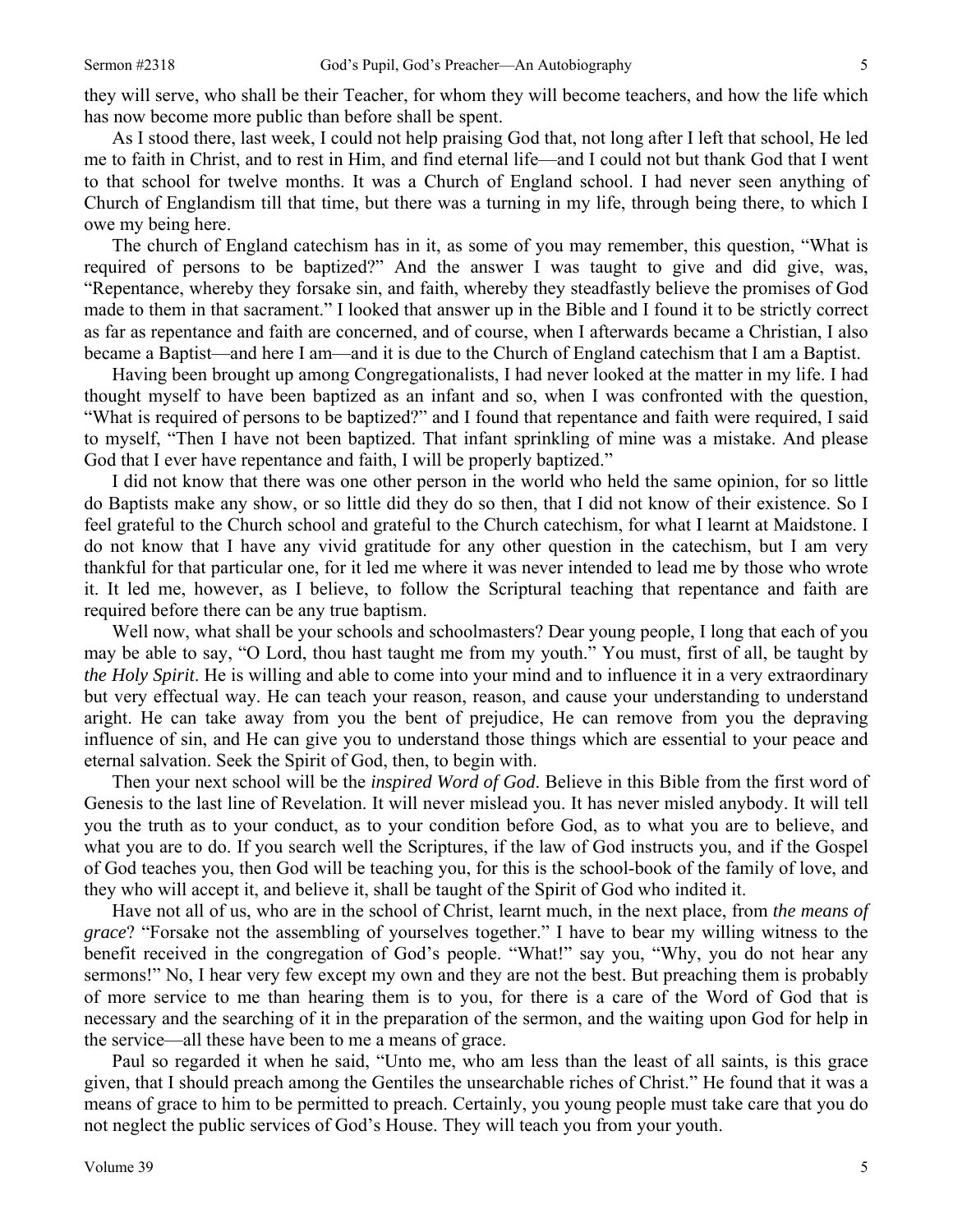they will serve, who shall be their Teacher, for whom they will become teachers, and how the life which has now become more public than before shall be spent.

As I stood there, last week, I could not help praising God that, not long after I left that school, He led me to faith in Christ, and to rest in Him, and find eternal life—and I could not but thank God that I went to that school for twelve months. It was a Church of England school. I had never seen anything of Church of Englandism till that time, but there was a turning in my life, through being there, to which I owe my being here.

The church of England catechism has in it, as some of you may remember, this question, "What is required of persons to be baptized?" And the answer I was taught to give and did give, was, "Repentance, whereby they forsake sin, and faith, whereby they steadfastly believe the promises of God made to them in that sacrament." I looked that answer up in the Bible and I found it to be strictly correct as far as repentance and faith are concerned, and of course, when I afterwards became a Christian, I also became a Baptist—and here I am—and it is due to the Church of England catechism that I am a Baptist.

Having been brought up among Congregationalists, I had never looked at the matter in my life. I had thought myself to have been baptized as an infant and so, when I was confronted with the question, "What is required of persons to be baptized?" and I found that repentance and faith were required, I said to myself, "Then I have not been baptized. That infant sprinkling of mine was a mistake. And please God that I ever have repentance and faith, I will be properly baptized."

I did not know that there was one other person in the world who held the same opinion, for so little do Baptists make any show, or so little did they do so then, that I did not know of their existence. So I feel grateful to the Church school and grateful to the Church catechism, for what I learnt at Maidstone. I do not know that I have any vivid gratitude for any other question in the catechism, but I am very thankful for that particular one, for it led me where it was never intended to lead me by those who wrote it. It led me, however, as I believe, to follow the Scriptural teaching that repentance and faith are required before there can be any true baptism.

Well now, what shall be your schools and schoolmasters? Dear young people, I long that each of you may be able to say, "O Lord, thou hast taught me from my youth." You must, first of all, be taught by *the Holy Spirit*. He is willing and able to come into your mind and to influence it in a very extraordinary but very effectual way. He can teach your reason, reason, and cause your understanding to understand aright. He can take away from you the bent of prejudice, He can remove from you the depraving influence of sin, and He can give you to understand those things which are essential to your peace and eternal salvation. Seek the Spirit of God, then, to begin with.

Then your next school will be the *inspired Word of God*. Believe in this Bible from the first word of Genesis to the last line of Revelation. It will never mislead you. It has never misled anybody. It will tell you the truth as to your conduct, as to your condition before God, as to what you are to believe, and what you are to do. If you search well the Scriptures, if the law of God instructs you, and if the Gospel of God teaches you, then God will be teaching you, for this is the school-book of the family of love, and they who will accept it, and believe it, shall be taught of the Spirit of God who indited it.

Have not all of us, who are in the school of Christ, learnt much, in the next place, from *the means of grace*? "Forsake not the assembling of yourselves together." I have to bear my willing witness to the benefit received in the congregation of God's people. "What!" say you, "Why, you do not hear any sermons!" No, I hear very few except my own and they are not the best. But preaching them is probably of more service to me than hearing them is to you, for there is a care of the Word of God that is necessary and the searching of it in the preparation of the sermon, and the waiting upon God for help in the service—all these have been to me a means of grace.

Paul so regarded it when he said, "Unto me, who am less than the least of all saints, is this grace given, that I should preach among the Gentiles the unsearchable riches of Christ." He found that it was a means of grace to him to be permitted to preach. Certainly, you young people must take care that you do not neglect the public services of God's House. They will teach you from your youth.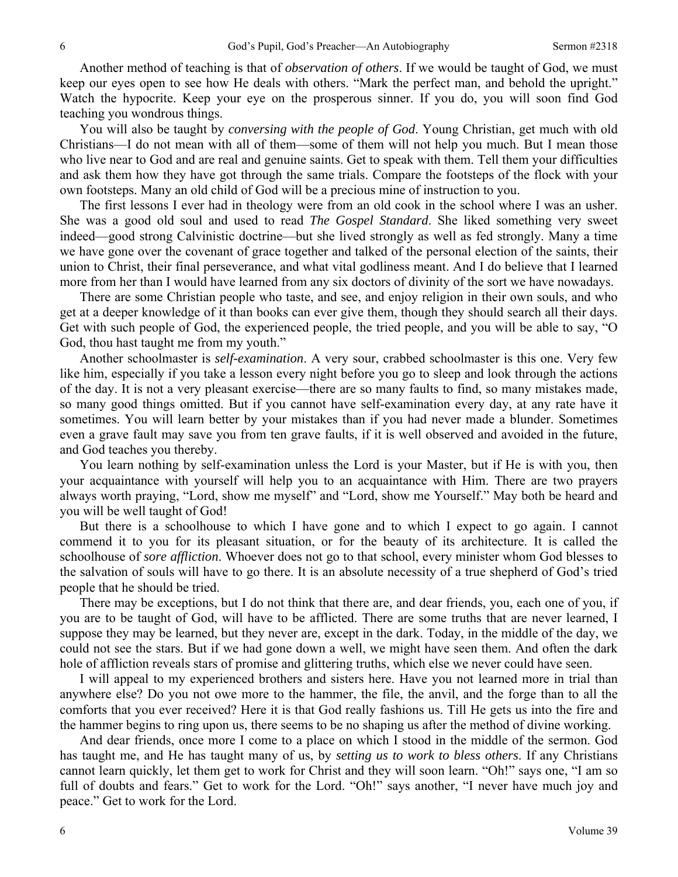Another method of teaching is that of *observation of others*. If we would be taught of God, we must keep our eyes open to see how He deals with others. "Mark the perfect man, and behold the upright." Watch the hypocrite. Keep your eye on the prosperous sinner. If you do, you will soon find God teaching you wondrous things.

You will also be taught by *conversing with the people of God*. Young Christian, get much with old Christians—I do not mean with all of them—some of them will not help you much. But I mean those who live near to God and are real and genuine saints. Get to speak with them. Tell them your difficulties and ask them how they have got through the same trials. Compare the footsteps of the flock with your own footsteps. Many an old child of God will be a precious mine of instruction to you.

The first lessons I ever had in theology were from an old cook in the school where I was an usher. She was a good old soul and used to read *The Gospel Standard*. She liked something very sweet indeed—good strong Calvinistic doctrine—but she lived strongly as well as fed strongly. Many a time we have gone over the covenant of grace together and talked of the personal election of the saints, their union to Christ, their final perseverance, and what vital godliness meant. And I do believe that I learned more from her than I would have learned from any six doctors of divinity of the sort we have nowadays.

There are some Christian people who taste, and see, and enjoy religion in their own souls, and who get at a deeper knowledge of it than books can ever give them, though they should search all their days. Get with such people of God, the experienced people, the tried people, and you will be able to say, "O God, thou hast taught me from my youth."

Another schoolmaster is *self-examination*. A very sour, crabbed schoolmaster is this one. Very few like him, especially if you take a lesson every night before you go to sleep and look through the actions of the day. It is not a very pleasant exercise—there are so many faults to find, so many mistakes made, so many good things omitted. But if you cannot have self-examination every day, at any rate have it sometimes. You will learn better by your mistakes than if you had never made a blunder. Sometimes even a grave fault may save you from ten grave faults, if it is well observed and avoided in the future, and God teaches you thereby.

You learn nothing by self-examination unless the Lord is your Master, but if He is with you, then your acquaintance with yourself will help you to an acquaintance with Him. There are two prayers always worth praying, "Lord, show me myself" and "Lord, show me Yourself." May both be heard and you will be well taught of God!

But there is a schoolhouse to which I have gone and to which I expect to go again. I cannot commend it to you for its pleasant situation, or for the beauty of its architecture. It is called the schoolhouse of *sore affliction*. Whoever does not go to that school, every minister whom God blesses to the salvation of souls will have to go there. It is an absolute necessity of a true shepherd of God's tried people that he should be tried.

There may be exceptions, but I do not think that there are, and dear friends, you, each one of you, if you are to be taught of God, will have to be afflicted. There are some truths that are never learned, I suppose they may be learned, but they never are, except in the dark. Today, in the middle of the day, we could not see the stars. But if we had gone down a well, we might have seen them. And often the dark hole of affliction reveals stars of promise and glittering truths, which else we never could have seen.

I will appeal to my experienced brothers and sisters here. Have you not learned more in trial than anywhere else? Do you not owe more to the hammer, the file, the anvil, and the forge than to all the comforts that you ever received? Here it is that God really fashions us. Till He gets us into the fire and the hammer begins to ring upon us, there seems to be no shaping us after the method of divine working.

And dear friends, once more I come to a place on which I stood in the middle of the sermon. God has taught me, and He has taught many of us, by *setting us to work to bless others*. If any Christians cannot learn quickly, let them get to work for Christ and they will soon learn. "Oh!" says one, "I am so full of doubts and fears." Get to work for the Lord. "Oh!" says another, "I never have much joy and peace." Get to work for the Lord.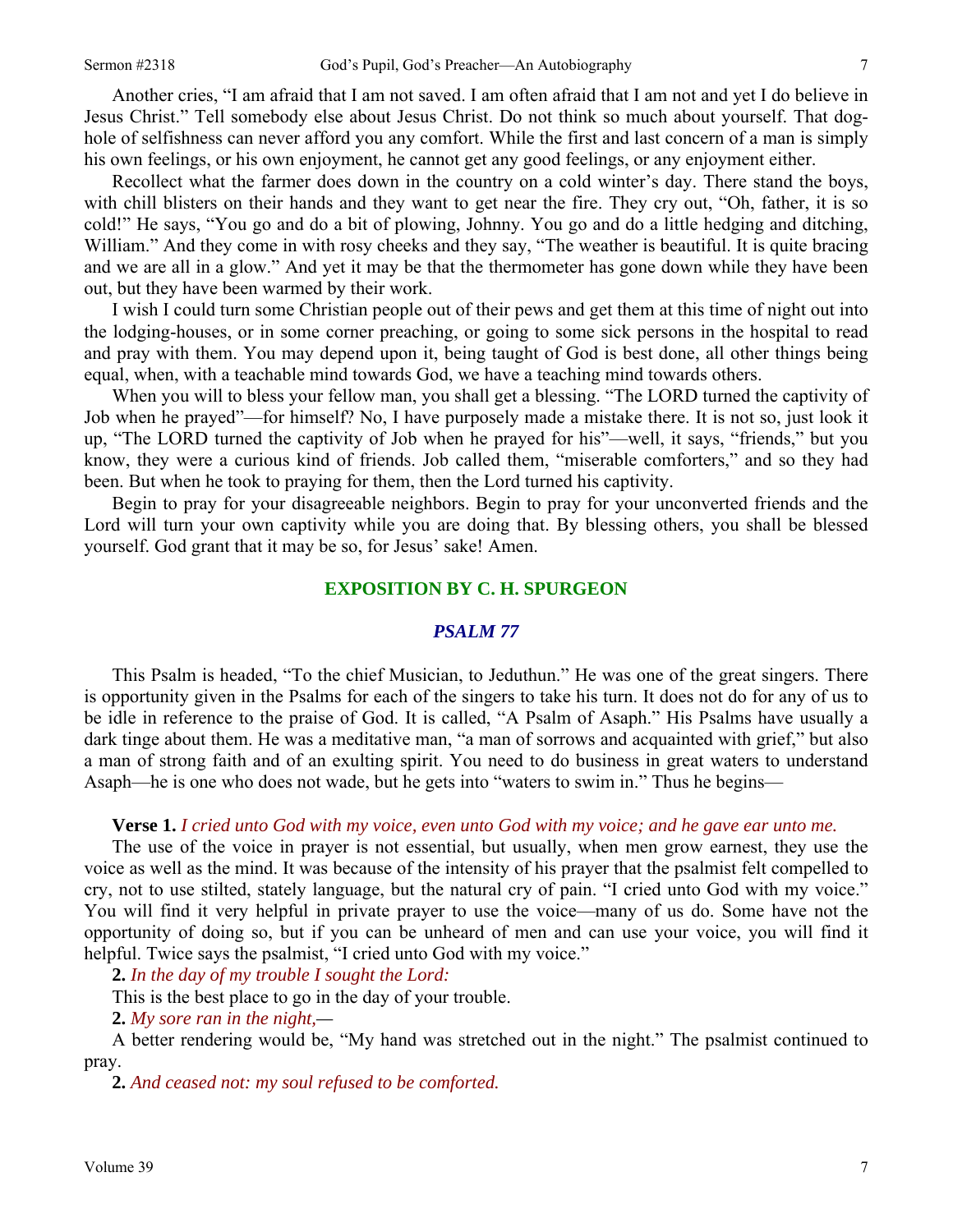Another cries, "I am afraid that I am not saved. I am often afraid that I am not and yet I do believe in Jesus Christ." Tell somebody else about Jesus Christ. Do not think so much about yourself. That dog-hole of selfishness can never afford you any comfort. While the first and last concern of a man is simply his own feelings, or his own enjoyment, he cannot get any good feelings, or any enjoyment either.

Recollect what the farmer does down in the country on a cold winter's day. There stand the boys, with chill blisters on their hands and they want to get near the fire. They cry out, "Oh, father, it is so cold!" He says, "You go and do a bit of plowing, Johnny. You go and do a little hedging and ditching, William." And they come in with rosy cheeks and they say, "The weather is beautiful. It is quite bracing and we are all in a glow." And yet it may be that the thermometer has gone down while they have been out, but they have been warmed by their work.

I wish I could turn some Christian people out of their pews and get them at this time of night out into the lodging-houses, or in some corner preaching, or going to some sick persons in the hospital to read and pray with them. You may depend upon it, being taught of God is best done, all other things being equal, when, with a teachable mind towards God, we have a teaching mind towards others.

When you will to bless your fellow man, you shall get a blessing. "The LORD turned the captivity of Job when he prayed"—for himself? No, I have purposely made a mistake there. It is not so, just look it up, "The LORD turned the captivity of Job when he prayed for his"—well, it says, "friends," but you know, they were a curious kind of friends. Job called them, "miserable comforters," and so they had been. But when he took to praying for them, then the Lord turned his captivity.

Begin to pray for your disagreeable neighbors. Begin to pray for your unconverted friends and the Lord will turn your own captivity while you are doing that. By blessing others, you shall be blessed yourself. God grant that it may be so, for Jesus' sake! Amen.

## EXPOSITION BY C. H. SPURGEON

### *PSALM 77*

This Psalm is headed, "To the chief Musician, to Jeduthun." He was one of the great singers. There is opportunity given in the Psalms for each of the singers to take his turn. It does not do for any of us to be idle in reference to the praise of God. It is called, "A Psalm of Asaph." His Psalms have usually a dark tinge about them. He was a meditative man, "a man of sorrows and acquainted with grief," but also a man of strong faith and of an exulting spirit. You need to do business in great waters to understand Asaph—he is one who does not wade, but he gets into "waters to swim in." Thus he begins—

**Verse 1.** *I cried unto God with my voice, even unto God with my voice; and he gave ear unto me.*

The use of the voice in prayer is not essential, but usually, when men grow earnest, they use the voice as well as the mind. It was because of the intensity of his prayer that the psalmist felt compelled to cry, not to use stilted, stately language, but the natural cry of pain. "I cried unto God with my voice." You will find it very helpful in private prayer to use the voice—many of us do. Some have not the opportunity of doing so, but if you can be unheard of men and can use your voice, you will find it helpful. Twice says the psalmist, "I cried unto God with my voice."

**2.** *In the day of my trouble I sought the Lord:*

This is the best place to go in the day of your trouble.

**2.** *My sore ran in the night,—*

A better rendering would be, "My hand was stretched out in the night." The psalmist continued to pray.

**2.** *And ceased not: my soul refused to be comforted.*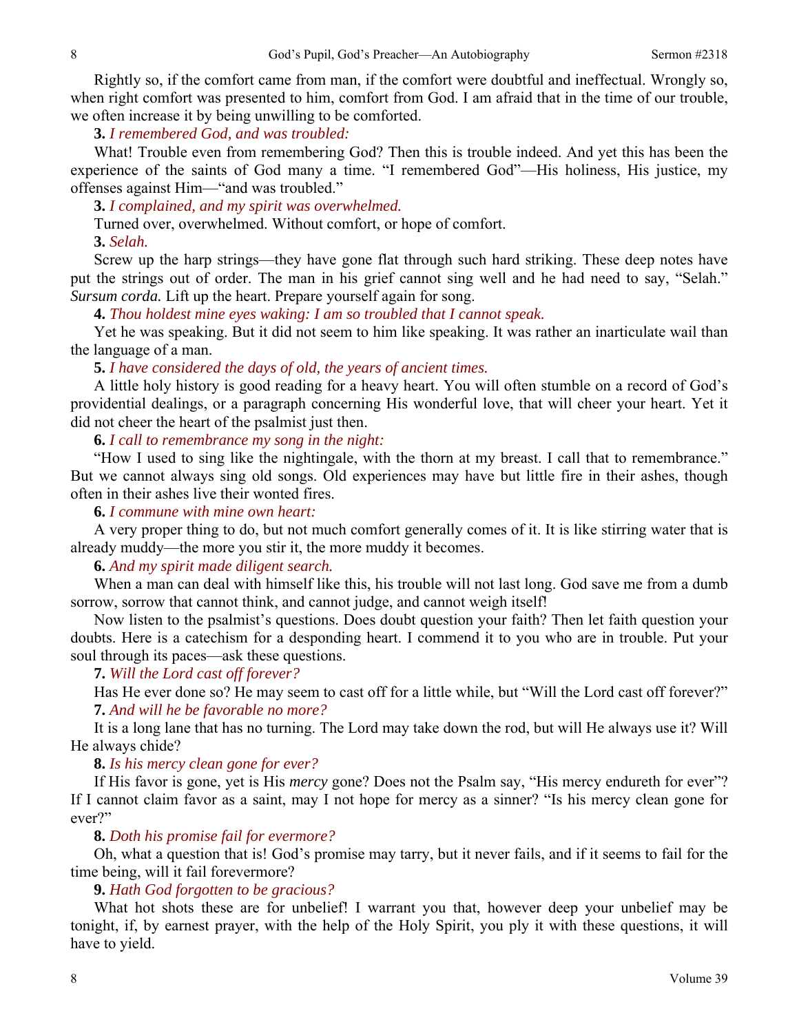Rightly so, if the comfort came from man, if the comfort were doubtful and ineffectual. Wrongly so, when right comfort was presented to him, comfort from God. I am afraid that in the time of our trouble, we often increase it by being unwilling to be comforted.

**3.** *I remembered God, and was troubled:*

What! Trouble even from remembering God? Then this is trouble indeed. And yet this has been the experience of the saints of God many a time. "I remembered God"—His holiness, His justice, my offenses against Him—"and was troubled."

**3.** *I complained, and my spirit was overwhelmed.*

Turned over, overwhelmed. Without comfort, or hope of comfort.

**3.** *Selah.*

Screw up the harp strings—they have gone flat through such hard striking. These deep notes have put the strings out of order. The man in his grief cannot sing well and he had need to say, "Selah." *Sursum corda.* Lift up the heart. Prepare yourself again for song.

**4.** *Thou holdest mine eyes waking: I am so troubled that I cannot speak.*

Yet he was speaking. But it did not seem to him like speaking. It was rather an inarticulate wail than the language of a man.

**5.** *I have considered the days of old, the years of ancient times.*

A little holy history is good reading for a heavy heart. You will often stumble on a record of God's providential dealings, or a paragraph concerning His wonderful love, that will cheer your heart. Yet it did not cheer the heart of the psalmist just then.

**6.** *I call to remembrance my song in the night:*

"How I used to sing like the nightingale, with the thorn at my breast. I call that to remembrance." But we cannot always sing old songs. Old experiences may have but little fire in their ashes, though often in their ashes live their wonted fires.

**6.** *I commune with mine own heart:*

A very proper thing to do, but not much comfort generally comes of it. It is like stirring water that is already muddy—the more you stir it, the more muddy it becomes.

**6.** *And my spirit made diligent search.*

When a man can deal with himself like this, his trouble will not last long. God save me from a dumb sorrow, sorrow that cannot think, and cannot judge, and cannot weigh itself!

Now listen to the psalmist's questions. Does doubt question your faith? Then let faith question your doubts. Here is a catechism for a desponding heart. I commend it to you who are in trouble. Put your soul through its paces—ask these questions.

**7.** *Will the Lord cast off forever?*

Has He ever done so? He may seem to cast off for a little while, but "Will the Lord cast off forever?"

**7.** *And will he be favorable no more?*

It is a long lane that has no turning. The Lord may take down the rod, but will He always use it? Will He always chide?

**8.** *Is his mercy clean gone for ever?*

If His favor is gone, yet is His *mercy* gone? Does not the Psalm say, "His mercy endureth for ever"? If I cannot claim favor as a saint, may I not hope for mercy as a sinner? "Is his mercy clean gone for ever?"

**8.** *Doth his promise fail for evermore?*

Oh, what a question that is! God's promise may tarry, but it never fails, and if it seems to fail for the time being, will it fail forevermore?

**9.** *Hath God forgotten to be gracious?*

What hot shots these are for unbelief! I warrant you that, however deep your unbelief may be tonight, if, by earnest prayer, with the help of the Holy Spirit, you ply it with these questions, it will have to yield.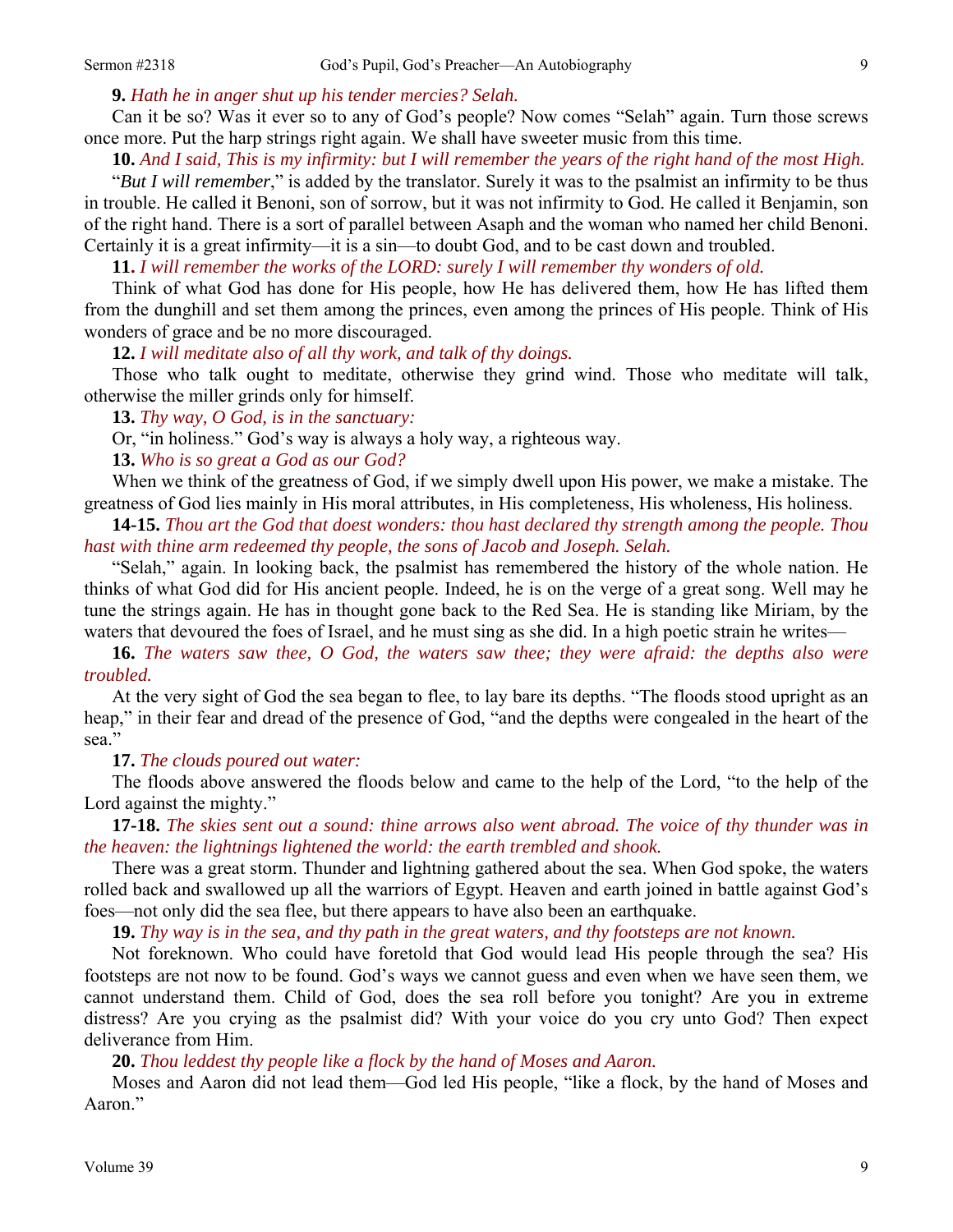**9.** *Hath he in anger shut up his tender mercies? Selah.*

Can it be so? Was it ever so to any of God's people? Now comes "Selah" again. Turn those screws once more. Put the harp strings right again. We shall have sweeter music from this time.

**10.** *And I said, This is my infirmity: but I will remember the years of the right hand of the most High.*

"*But I will remember*," is added by the translator. Surely it was to the psalmist an infirmity to be thus in trouble. He called it Benoni, son of sorrow, but it was not infirmity to God. He called it Benjamin, son of the right hand. There is a sort of parallel between Asaph and the woman who named her child Benoni. Certainly it is a great infirmity—it is a sin—to doubt God, and to be cast down and troubled.

**11.** *I will remember the works of the LORD: surely I will remember thy wonders of old.*

Think of what God has done for His people, how He has delivered them, how He has lifted them from the dunghill and set them among the princes, even among the princes of His people. Think of His wonders of grace and be no more discouraged.

**12.** *I will meditate also of all thy work, and talk of thy doings.*

Those who talk ought to meditate, otherwise they grind wind. Those who meditate will talk, otherwise the miller grinds only for himself.

**13.** *Thy way, O God, is in the sanctuary:*

Or, "in holiness." God's way is always a holy way, a righteous way.

**13.** *Who is so great a God as our God?*

When we think of the greatness of God, if we simply dwell upon His power, we make a mistake. The greatness of God lies mainly in His moral attributes, in His completeness, His wholeness, His holiness.

**14-15.** *Thou art the God that doest wonders: thou hast declared thy strength among the people. Thou hast with thine arm redeemed thy people, the sons of Jacob and Joseph. Selah.*

"Selah," again. In looking back, the psalmist has remembered the history of the whole nation. He thinks of what God did for His ancient people. Indeed, he is on the verge of a great song. Well may he tune the strings again. He has in thought gone back to the Red Sea. He is standing like Miriam, by the waters that devoured the foes of Israel, and he must sing as she did. In a high poetic strain he writes—

**16.** *The waters saw thee, O God, the waters saw thee; they were afraid: the depths also were troubled.*

At the very sight of God the sea began to flee, to lay bare its depths. "The floods stood upright as an heap," in their fear and dread of the presence of God, "and the depths were congealed in the heart of the sea."

**17.** *The clouds poured out water:*

The floods above answered the floods below and came to the help of the Lord, "to the help of the Lord against the mighty."

**17-18.** *The skies sent out a sound: thine arrows also went abroad. The voice of thy thunder was in the heaven: the lightnings lightened the world: the earth trembled and shook.*

There was a great storm. Thunder and lightning gathered about the sea. When God spoke, the waters rolled back and swallowed up all the warriors of Egypt. Heaven and earth joined in battle against God's foes—not only did the sea flee, but there appears to have also been an earthquake.

**19.** *Thy way is in the sea, and thy path in the great waters, and thy footsteps are not known.*

Not foreknown. Who could have foretold that God would lead His people through the sea? His footsteps are not now to be found. God's ways we cannot guess and even when we have seen them, we cannot understand them. Child of God, does the sea roll before you tonight? Are you in extreme distress? Are you crying as the psalmist did? With your voice do you cry unto God? Then expect deliverance from Him.

**20.** *Thou leddest thy people like a flock by the hand of Moses and Aaron.*

Moses and Aaron did not lead them—God led His people, "like a flock, by the hand of Moses and Aaron."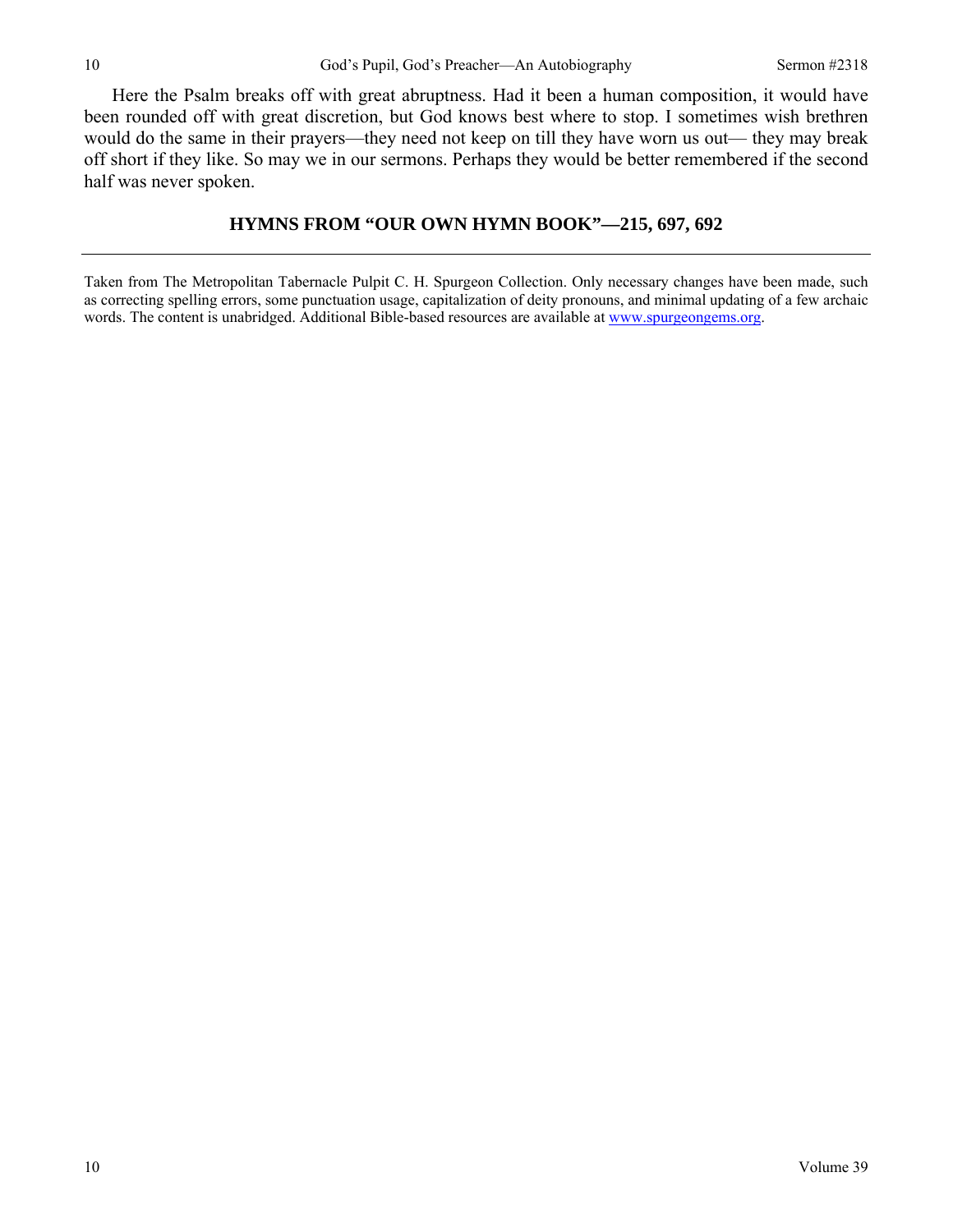Here the Psalm breaks off with great abruptness. Had it been a human composition, it would have been rounded off with great discretion, but God knows best where to stop. I sometimes wish brethren would do the same in their prayers—they need not keep on till they have worn us out— they may break off short if they like. So may we in our sermons. Perhaps they would be better remembered if the second half was never spoken.

## HYMNS FROM "OUR OWN HYMN BOOK"—215, 697, 692

---

Taken from The Metropolitan Tabernacle Pulpit C. H. Spurgeon Collection. Only necessary changes have been made, such as correcting spelling errors, some punctuation usage, capitalization of deity pronouns, and minimal updating of a few archaic words. The content is unabridged. Additional Bible-based resources are available at [www.spurgeongems.org](http://www.spurgeongems.org).